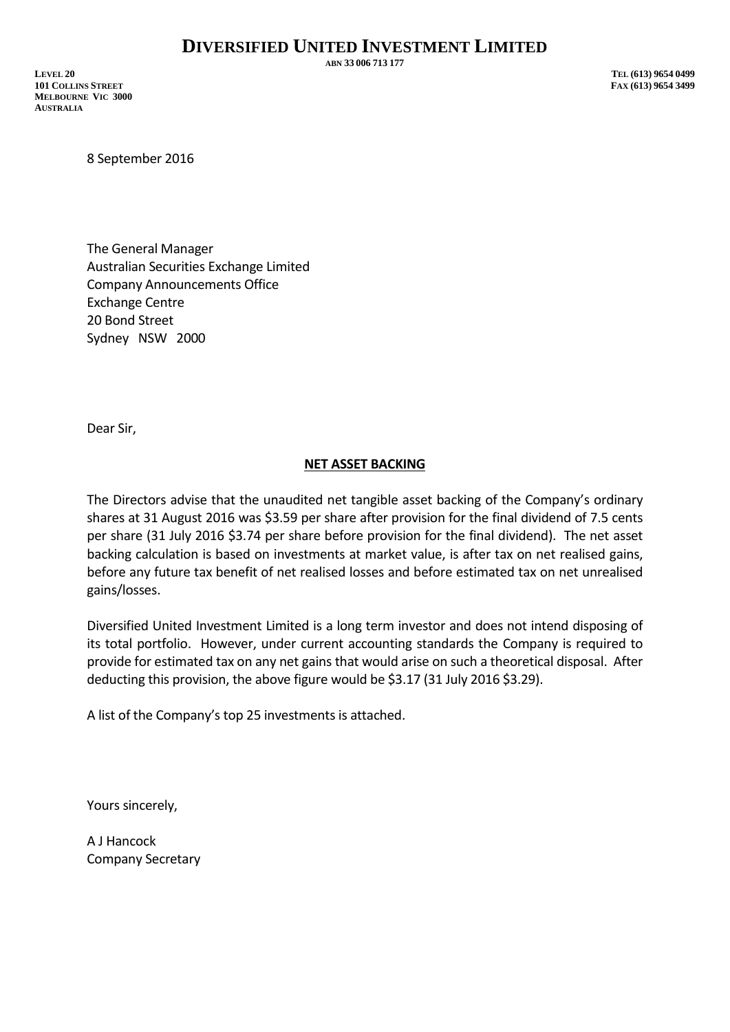# DIVERSIFIED UNITED INVESTMENT LIMITED

ABN 33 006 713 177

LEVEL 20
101 COLLINS STREET
MELBOURNE VIC 3000
AUSTRALIA

TEL (613) 9654 0499
FAX (613) 9654 3499

8 September 2016

The General Manager
Australian Securities Exchange Limited
Company Announcements Office
Exchange Centre
20 Bond Street
Sydney NSW 2000

Dear Sir,

**NET ASSET BACKING**

The Directors advise that the unaudited net tangible asset backing of the Company's ordinary shares at 31 August 2016 was $3.59 per share after provision for the final dividend of 7.5 cents per share (31 July 2016 $3.74 per share before provision for the final dividend). The net asset backing calculation is based on investments at market value, is after tax on net realised gains, before any future tax benefit of net realised losses and before estimated tax on net unrealised gains/losses.

Diversified United Investment Limited is a long term investor and does not intend disposing of its total portfolio. However, under current accounting standards the Company is required to provide for estimated tax on any net gains that would arise on such a theoretical disposal. After deducting this provision, the above figure would be $3.17 (31 July 2016 $3.29).

A list of the Company's top 25 investments is attached.

Yours sincerely,

A J Hancock
Company Secretary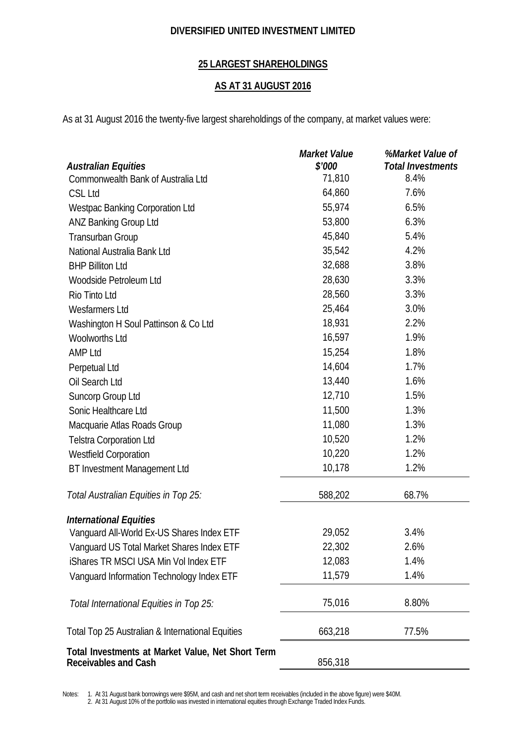**DIVERSIFIED UNITED INVESTMENT LIMITED**

**25 LARGEST SHAREHOLDINGS**

**AS AT 31 AUGUST 2016**

As at 31 August 2016 the twenty-five largest shareholdings of the company, at market values were:

| ***Australian Equities*** | ***Market Value $'000*** | ***%Market Value of Total Investments*** |
|---|---|---|
| Commonwealth Bank of Australia Ltd | 71,810 | 8.4% |
| CSL Ltd | 64,860 | 7.6% |
| Westpac Banking Corporation Ltd | 55,974 | 6.5% |
| ANZ Banking Group Ltd | 53,800 | 6.3% |
| Transurban Group | 45,840 | 5.4% |
| National Australia Bank Ltd | 35,542 | 4.2% |
| BHP Billiton Ltd | 32,688 | 3.8% |
| Woodside Petroleum Ltd | 28,630 | 3.3% |
| Rio Tinto Ltd | 28,560 | 3.3% |
| Wesfarmers Ltd | 25,464 | 3.0% |
| Washington H Soul Pattinson & Co Ltd | 18,931 | 2.2% |
| Woolworths Ltd | 16,597 | 1.9% |
| AMP Ltd | 15,254 | 1.8% |
| Perpetual Ltd | 14,604 | 1.7% |
| Oil Search Ltd | 13,440 | 1.6% |
| Suncorp Group Ltd | 12,710 | 1.5% |
| Sonic Healthcare Ltd | 11,500 | 1.3% |
| Macquarie Atlas Roads Group | 11,080 | 1.3% |
| Telstra Corporation Ltd | 10,520 | 1.2% |
| Westfield Corporation | 10,220 | 1.2% |
| BT Investment Management Ltd | 10,178 | 1.2% |
| *Total Australian Equities in Top 25:* | 588,202 | 68.7% |
| ***International Equities*** | | |
| Vanguard All-World Ex-US Shares Index ETF | 29,052 | 3.4% |
| Vanguard US Total Market Shares Index ETF | 22,302 | 2.6% |
| iShares TR MSCI USA Min Vol Index ETF | 12,083 | 1.4% |
| Vanguard Information Technology Index ETF | 11,579 | 1.4% |
| *Total International Equities in Top 25:* | 75,016 | 8.80% |
| Total Top 25 Australian & International Equities | 663,218 | 77.5% |
| **Total Investments at Market Value, Net Short Term Receivables and Cash** | 856,318 | |

Notes: 1. At 31 August bank borrowings were $95M, and cash and net short term receivables (included in the above figure) were $40M.
2. At 31 August 10% of the portfolio was invested in international equities through Exchange Traded Index Funds.